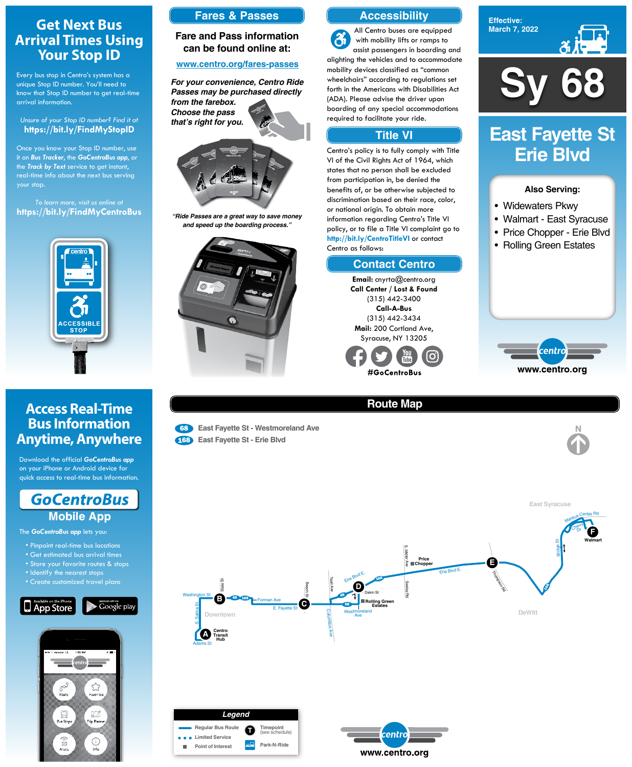# Get Next Bus Arrival Times Using Your Stop ID

Every bus stop in Centro's system has a unique Stop ID number. You'll need to know that Stop ID number to get real-time arrival information.

*Unsure of your Stop ID number? Find it at*
**https://bit.ly/FindMyStopID**

Once you know your Stop ID number, use it on ***Bus Tracker***, the ***GoCentroBus app***, or the ***Track by Text*** service to get instant, real-time info about the next bus serving your stop.

*To learn more, visit us online at*
**https://bit.ly/FindMyCentroBus**

centro
ACCESSIBLE STOP

## Fares & Passes

**Fare and Pass information can be found online at:**

**www.centro.org/fares-passes**

***For your convenience, Centro Ride Passes may be purchased directly from the farebox. Choose the pass that's right for you.***

***"Ride Passes are a great way to save money and speed up the boarding process."***

## Accessibility

All Centro buses are equipped with mobility lifts or ramps to assist passengers in boarding and alighting the vehicles and to accommodate mobility devices classified as "common wheelchairs" according to regulations set forth in the Americans with Disabilities Act (ADA). Please advise the driver upon boarding of any special accommodations required to facilitate your ride.

## Title VI

Centro's policy is to fully comply with Title VI of the Civil Rights Act of 1964, which states that no person shall be excluded from participation in, be denied the benefits of, or be otherwise subjected to discrimination based on their race, color, or national origin. To obtain more information regarding Centro's Title VI policy, or to file a Title VI complaint go to **http://bit.ly/CentroTitleVI** or contact Centro as follows:

## Contact Centro

**Email:** cnyrta@centro.org
**Call Center / Lost & Found**
(315) 442-3400
**Call-A-Bus**
(315) 442-3434
**Mail:** 200 Cortland Ave, Syracuse, NY 13205

**#GoCentroBus**

**Effective: March 7, 2022**

# Sy 68

# East Fayette St Erie Blvd

**Also Serving:**

- Widewaters Pkwy
- Walmart - East Syracuse
- Price Chopper - Erie Blvd
- Rolling Green Estates

centro
**www.centro.org**

# Access Real-Time Bus Information Anytime, Anywhere

Download the official ***GoCentroBus app*** on your iPhone or Android device for quick access to real-time bus information.

## GoCentroBus Mobile App

The ***GoCentroBus app*** lets you:

- Pinpoint real-time bus locations
- Get estimated bus arrival times
- Store your favorite routes & stops
- Identify the nearest stops
- Create customized travel plans

Available on the iPhone App Store
Android App on Google play

## Route Map

**68** East Fayette St - Westmoreland Ave
**168** East Fayette St - Erie Blvd

N

A Centro Transit Hub
B
C
D
E
F Walmart

Washington St, Salina St, S. Salina St, Adams St, Downtown, Forman Ave, E. Fayette St, Beech St, Teall Ave, Columbus Ave, Erie Blvd E., Dakin St, Rolling Green Estates, Westmoreland Ave, S. Midler Ave, Price Chopper, Sedley Rd, Thompson Rd, Bridge St, Manlius Center Rd, Cherry Dr, East Syracuse, DeWitt

**Legend**

| | | | |
|---|---|---|---|
| Regular Bus Route | | T | Timepoint (see schedule) |
| Limited Service | | | Park-N-Ride |
| Point of Interest | | | |

centro
**www.centro.org**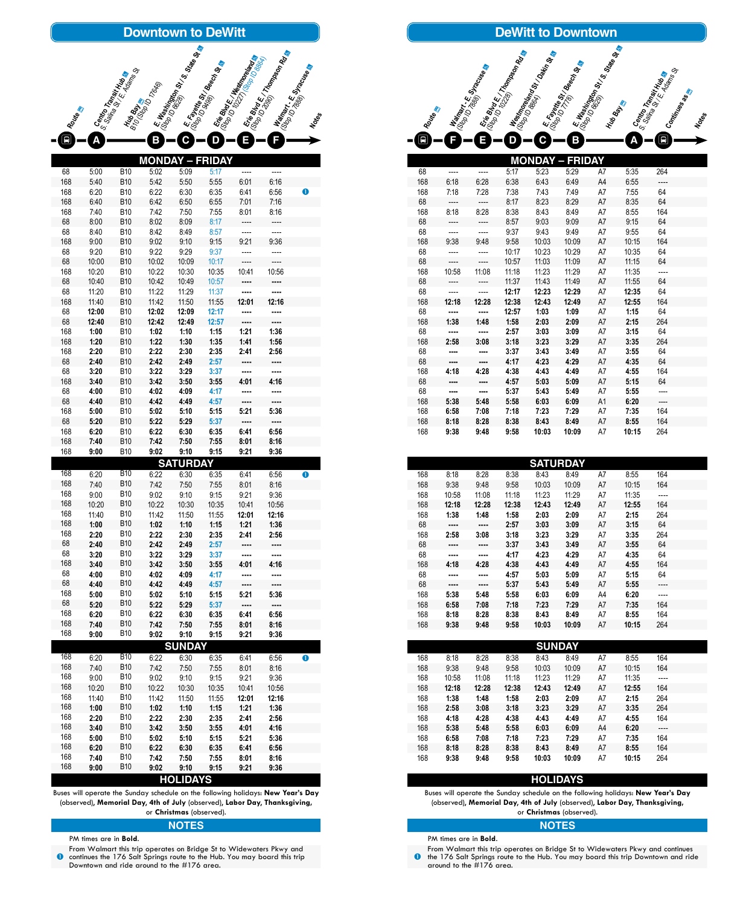## Downtown to DeWitt

| Route | A Centro Transit Hub S. Salina St / E. Adams St | Hub Bay B10 (Stop ID 17646) | B E. Washington St / S. State St (Stop ID 6628) | C E. Fayette St / Beech St (Stop ID 9498) | D Erie Blvd E / Westmoreland (Stop ID 10227) (Stop ID 8864) | E Erie Blvd E / Thompson Rd (Stop ID 2090) | F Walmart - E. Syracuse (Stop ID 7888) | Notes |
|---|---|---|---|---|---|---|---|---|
| **MONDAY – FRIDAY** | | | | | | | | |
| 68 | 5:00 | B10 | 5:02 | 5:09 | 5:17 | ---- | ---- | |
| 168 | 5:40 | B10 | 5:42 | 5:50 | 5:55 | 6:01 | 6:16 | |
| 168 | 6:20 | B10 | 6:22 | 6:30 | 6:35 | 6:41 | 6:56 | 1 |
| 168 | 6:40 | B10 | 6:42 | 6:50 | 6:55 | 7:01 | 7:16 | |
| 168 | 7:40 | B10 | 7:42 | 7:50 | 7:55 | 8:01 | 8:16 | |
| 68 | 8:00 | B10 | 8:02 | 8:09 | 8:17 | ---- | ---- | |
| 68 | 8:40 | B10 | 8:42 | 8:49 | 8:57 | ---- | ---- | |
| 168 | 9:00 | B10 | 9:02 | 9:10 | 9:15 | 9:21 | 9:36 | |
| 68 | 9:20 | B10 | 9:22 | 9:29 | 9:37 | ---- | ---- | |
| 68 | 10:00 | B10 | 10:02 | 10:09 | 10:17 | ---- | ---- | |
| 168 | 10:20 | B10 | 10:22 | 10:30 | 10:35 | 10:41 | 10:56 | |
| 68 | 10:40 | B10 | 10:42 | 10:49 | 10:57 | ---- | ---- | |
| 68 | 11:20 | B10 | 11:22 | 11:29 | 11:37 | ---- | ---- | |
| 168 | 11:40 | B10 | 11:42 | 11:50 | 11:55 | **12:01** | **12:16** | |
| 68 | **12:00** | B10 | **12:02** | **12:09** | **12:17** | ---- | ---- | |
| 68 | **12:40** | B10 | **12:42** | **12:49** | **12:57** | ---- | ---- | |
| 168 | **1:00** | B10 | **1:02** | **1:10** | **1:15** | **1:21** | **1:36** | |
| 168 | **1:20** | B10 | **1:22** | **1:30** | **1:35** | **1:41** | **1:56** | |
| 168 | **2:20** | B10 | **2:22** | **2:30** | **2:35** | **2:41** | **2:56** | |
| 68 | **2:40** | B10 | **2:42** | **2:49** | **2:57** | ---- | ---- | |
| 68 | **3:20** | B10 | **3:22** | **3:29** | **3:37** | ---- | ---- | |
| 168 | **3:40** | B10 | **3:42** | **3:50** | **3:55** | **4:01** | **4:16** | |
| 68 | **4:00** | B10 | **4:02** | **4:09** | **4:17** | ---- | ---- | |
| 68 | **4:40** | B10 | **4:42** | **4:49** | **4:57** | ---- | ---- | |
| 168 | **5:00** | B10 | **5:02** | **5:10** | **5:15** | **5:21** | **5:36** | |
| 68 | **5:20** | B10 | **5:22** | **5:29** | **5:37** | ---- | ---- | |
| 168 | **6:20** | B10 | **6:22** | **6:30** | **6:35** | **6:41** | **6:56** | |
| 168 | **7:40** | B10 | **7:42** | **7:50** | **7:55** | **8:01** | **8:16** | |
| 168 | **9:00** | B10 | **9:02** | **9:10** | **9:15** | **9:21** | **9:36** | |
| **SATURDAY** | | | | | | | | |
| 168 | 6:20 | B10 | 6:22 | 6:30 | 6:35 | 6:41 | 6:56 | 1 |
| 168 | 7:40 | B10 | 7:42 | 7:50 | 7:55 | 8:01 | 8:16 | |
| 168 | 9:00 | B10 | 9:02 | 9:10 | 9:15 | 9:21 | 9:36 | |
| 168 | 10:20 | B10 | 10:22 | 10:30 | 10:35 | 10:41 | 10:56 | |
| 168 | 11:40 | B10 | 11:42 | 11:50 | 11:55 | **12:01** | **12:16** | |
| 168 | **1:00** | B10 | **1:02** | **1:10** | **1:15** | **1:21** | **1:36** | |
| 168 | **2:20** | B10 | **2:22** | **2:30** | **2:35** | **2:41** | **2:56** | |
| 68 | **2:40** | B10 | **2:42** | **2:49** | **2:57** | ---- | ---- | |
| 68 | **3:20** | B10 | **3:22** | **3:29** | **3:37** | ---- | ---- | |
| 168 | **3:40** | B10 | **3:42** | **3:50** | **3:55** | **4:01** | **4:16** | |
| 68 | **4:00** | B10 | **4:02** | **4:09** | **4:17** | ---- | ---- | |
| 68 | **4:40** | B10 | **4:42** | **4:49** | **4:57** | ---- | ---- | |
| 168 | **5:00** | B10 | **5:02** | **5:10** | **5:15** | **5:21** | **5:36** | |
| 68 | **5:20** | B10 | **5:22** | **5:29** | **5:37** | ---- | ---- | |
| 168 | **6:20** | B10 | **6:22** | **6:30** | **6:35** | **6:41** | **6:56** | |
| 168 | **7:40** | B10 | **7:42** | **7:50** | **7:55** | **8:01** | **8:16** | |
| 168 | **9:00** | B10 | **9:02** | **9:10** | **9:15** | **9:21** | **9:36** | |
| **SUNDAY** | | | | | | | | |
| 168 | 6:20 | B10 | 6:22 | 6:30 | 6:35 | 6:41 | 6:56 | 1 |
| 168 | 7:40 | B10 | 7:42 | 7:50 | 7:55 | 8:01 | 8:16 | |
| 168 | 9:00 | B10 | 9:02 | 9:10 | 9:15 | 9:21 | 9:36 | |
| 168 | 10:20 | B10 | 10:22 | 10:30 | 10:35 | 10:41 | 10:56 | |
| 168 | 11:40 | B10 | 11:42 | 11:50 | 11:55 | **12:01** | **12:16** | |
| 168 | **1:00** | B10 | **1:02** | **1:10** | **1:15** | **1:21** | **1:36** | |
| 168 | **2:20** | B10 | **2:22** | **2:30** | **2:35** | **2:41** | **2:56** | |
| 168 | **3:40** | B10 | **3:42** | **3:50** | **3:55** | **4:01** | **4:16** | |
| 168 | **5:00** | B10 | **5:02** | **5:10** | **5:15** | **5:21** | **5:36** | |
| 168 | **6:20** | B10 | **6:22** | **6:30** | **6:35** | **6:41** | **6:56** | |
| 168 | **7:40** | B10 | **7:42** | **7:50** | **7:55** | **8:01** | **8:16** | |
| 168 | **9:00** | B10 | **9:02** | **9:10** | **9:15** | **9:21** | **9:36** | |

### HOLIDAYS

Buses will operate the Sunday schedule on the following holidays: **New Year's Day** (observed), **Memorial Day**, **4th of July** (observed), **Labor Day**, **Thanksgiving**, or **Christmas** (observed).

### NOTES

PM times are in **Bold**.

1 From Walmart this trip operates on Bridge St to Widewaters Pkwy and continues the 176 Salt Springs route to the Hub. You may board this trip Downtown and ride around to the #176 area.

## DeWitt to Downtown

| Route | F Walmart - E. Syracuse (Stop ID 7888) | E Erie Blvd E / Thompson Rd (Stop ID 10228) | D Westmoreland St / Dakin St (Stop ID 8864) | C E. Fayette St / Beech St (Stop ID 7778) | B E. Washington St / S. State St (Stop ID 6629) | Hub Bay | A Centro Transit Hub S. Salina St / E. Adams St | Continues as | Notes |
|---|---|---|---|---|---|---|---|---|---|
| **MONDAY – FRIDAY** | | | | | | | | | |
| 68 | ---- | ---- | 5:17 | 5:23 | 5:29 | A7 | 5:35 | 264 | |
| 168 | 6:18 | 6:28 | 6:38 | 6:43 | 6:49 | A4 | 6:55 | ---- | |
| 168 | 7:18 | 7:28 | 7:38 | 7:43 | 7:49 | A7 | 7:55 | 64 | |
| 68 | ---- | ---- | 8:17 | 8:23 | 8:29 | A7 | 8:35 | 64 | |
| 168 | 8:18 | 8:28 | 8:38 | 8:43 | 8:49 | A7 | 8:55 | 164 | |
| 68 | ---- | ---- | 8:57 | 9:03 | 9:09 | A7 | 9:15 | 64 | |
| 68 | ---- | ---- | 9:37 | 9:43 | 9:49 | A7 | 9:55 | 64 | |
| 168 | 9:38 | 9:48 | 9:58 | 10:03 | 10:09 | A7 | 10:15 | 164 | |
| 68 | ---- | ---- | 10:17 | 10:23 | 10:29 | A7 | 10:35 | 64 | |
| 68 | ---- | ---- | 10:57 | 11:03 | 11:09 | A7 | 11:15 | 64 | |
| 168 | 10:58 | 11:08 | 11:18 | 11:23 | 11:29 | A7 | 11:35 | ---- | |
| 68 | ---- | ---- | 11:37 | 11:43 | 11:49 | A7 | 11:55 | 64 | |
| 68 | ---- | ---- | **12:17** | **12:23** | **12:29** | A7 | **12:35** | 64 | |
| 168 | **12:18** | **12:28** | **12:38** | **12:43** | **12:49** | A7 | **12:55** | 164 | |
| 68 | ---- | ---- | **12:57** | **1:03** | **1:09** | A7 | **1:15** | 64 | |
| 168 | **1:38** | **1:48** | **1:58** | **2:03** | **2:09** | A7 | **2:15** | 264 | |
| 68 | ---- | ---- | **2:57** | **3:03** | **3:09** | A7 | **3:15** | 64 | |
| 168 | **2:58** | **3:08** | **3:18** | **3:23** | **3:29** | A7 | **3:35** | 264 | |
| 68 | ---- | ---- | **3:37** | **3:43** | **3:49** | A7 | **3:55** | 64 | |
| 68 | ---- | ---- | **4:17** | **4:23** | **4:29** | A7 | **4:35** | 64 | |
| 168 | **4:18** | **4:28** | **4:38** | **4:43** | **4:49** | A7 | **4:55** | 164 | |
| 68 | ---- | ---- | **4:57** | **5:03** | **5:09** | A7 | **5:15** | 64 | |
| 68 | ---- | ---- | **5:37** | **5:43** | **5:49** | A7 | **5:55** | ---- | |
| 168 | **5:38** | **5:48** | **5:58** | **6:03** | **6:09** | A1 | **6:20** | ---- | |
| 168 | **6:58** | **7:08** | **7:18** | **7:23** | **7:29** | A7 | **7:35** | 164 | |
| 168 | **8:18** | **8:28** | **8:38** | **8:43** | **8:49** | A7 | **8:55** | 164 | |
| 168 | **9:38** | **9:48** | **9:58** | **10:03** | **10:09** | A7 | **10:15** | 264 | |
| **SATURDAY** | | | | | | | | | |
| 168 | 8:18 | 8:28 | 8:38 | 8:43 | 8:49 | A7 | 8:55 | 164 | |
| 168 | 9:38 | 9:48 | 9:58 | 10:03 | 10:09 | A7 | 10:15 | 164 | |
| 168 | 10:58 | 11:08 | 11:18 | 11:23 | 11:29 | A7 | 11:35 | ---- | |
| 168 | **12:18** | **12:28** | **12:38** | **12:43** | **12:49** | A7 | **12:55** | 164 | |
| 168 | **1:38** | **1:48** | **1:58** | **2:03** | **2:09** | A7 | **2:15** | 264 | |
| 68 | ---- | ---- | **2:57** | **3:03** | **3:09** | A7 | **3:15** | 64 | |
| 168 | **2:58** | **3:08** | **3:18** | **3:23** | **3:29** | A7 | **3:35** | 264 | |
| 68 | ---- | ---- | **3:37** | **3:43** | **3:49** | A7 | **3:55** | 64 | |
| 68 | ---- | ---- | **4:17** | **4:23** | **4:29** | A7 | **4:35** | 64 | |
| 168 | **4:18** | **4:28** | **4:38** | **4:43** | **4:49** | A7 | **4:55** | 164 | |
| 68 | ---- | ---- | **4:57** | **5:03** | **5:09** | A7 | **5:15** | 64 | |
| 68 | ---- | ---- | **5:37** | **5:43** | **5:49** | A7 | **5:55** | ---- | |
| 168 | **5:38** | **5:48** | **5:58** | **6:03** | **6:09** | A4 | **6:20** | ---- | |
| 168 | **6:58** | **7:08** | **7:18** | **7:23** | **7:29** | A7 | **7:35** | 164 | |
| 168 | **8:18** | **8:28** | **8:38** | **8:43** | **8:49** | A7 | **8:55** | 164 | |
| 168 | **9:38** | **9:48** | **9:58** | **10:03** | **10:09** | A7 | **10:15** | 264 | |
| **SUNDAY** | | | | | | | | | |
| 168 | 8:18 | 8:28 | 8:38 | 8:43 | 8:49 | A7 | 8:55 | 164 | |
| 168 | 9:38 | 9:48 | 9:58 | 10:03 | 10:09 | A7 | 10:15 | 164 | |
| 168 | 10:58 | 11:08 | 11:18 | 11:23 | 11:29 | A7 | 11:35 | ---- | |
| 168 | **12:18** | **12:28** | **12:38** | **12:43** | **12:49** | A7 | **12:55** | 164 | |
| 168 | **1:38** | **1:48** | **1:58** | **2:03** | **2:09** | A7 | **2:15** | 264 | |
| 168 | **2:58** | **3:08** | **3:18** | **3:23** | **3:29** | A7 | **3:35** | 264 | |
| 168 | **4:18** | **4:28** | **4:38** | **4:43** | **4:49** | A7 | **4:55** | 164 | |
| 168 | **5:38** | **5:48** | **5:58** | **6:03** | **6:09** | A4 | **6:20** | ---- | |
| 168 | **6:58** | **7:08** | **7:18** | **7:23** | **7:29** | A7 | **7:35** | 164 | |
| 168 | **8:18** | **8:28** | **8:38** | **8:43** | **8:49** | A7 | **8:55** | 164 | |
| 168 | **9:38** | **9:48** | **9:58** | **10:03** | **10:09** | A7 | **10:15** | 264 | |

### HOLIDAYS

Buses will operate the Sunday schedule on the following holidays: **New Year's Day** (observed), **Memorial Day**, **4th of July** (observed), **Labor Day**, **Thanksgiving**, or **Christmas** (observed).

### NOTES

PM times are in **Bold**.

1 From Walmart this trip operates on Bridge St to Widewaters Pkwy and continues the 176 Salt Springs route to the Hub. You may board this trip Downtown and ride around to the #176 area.